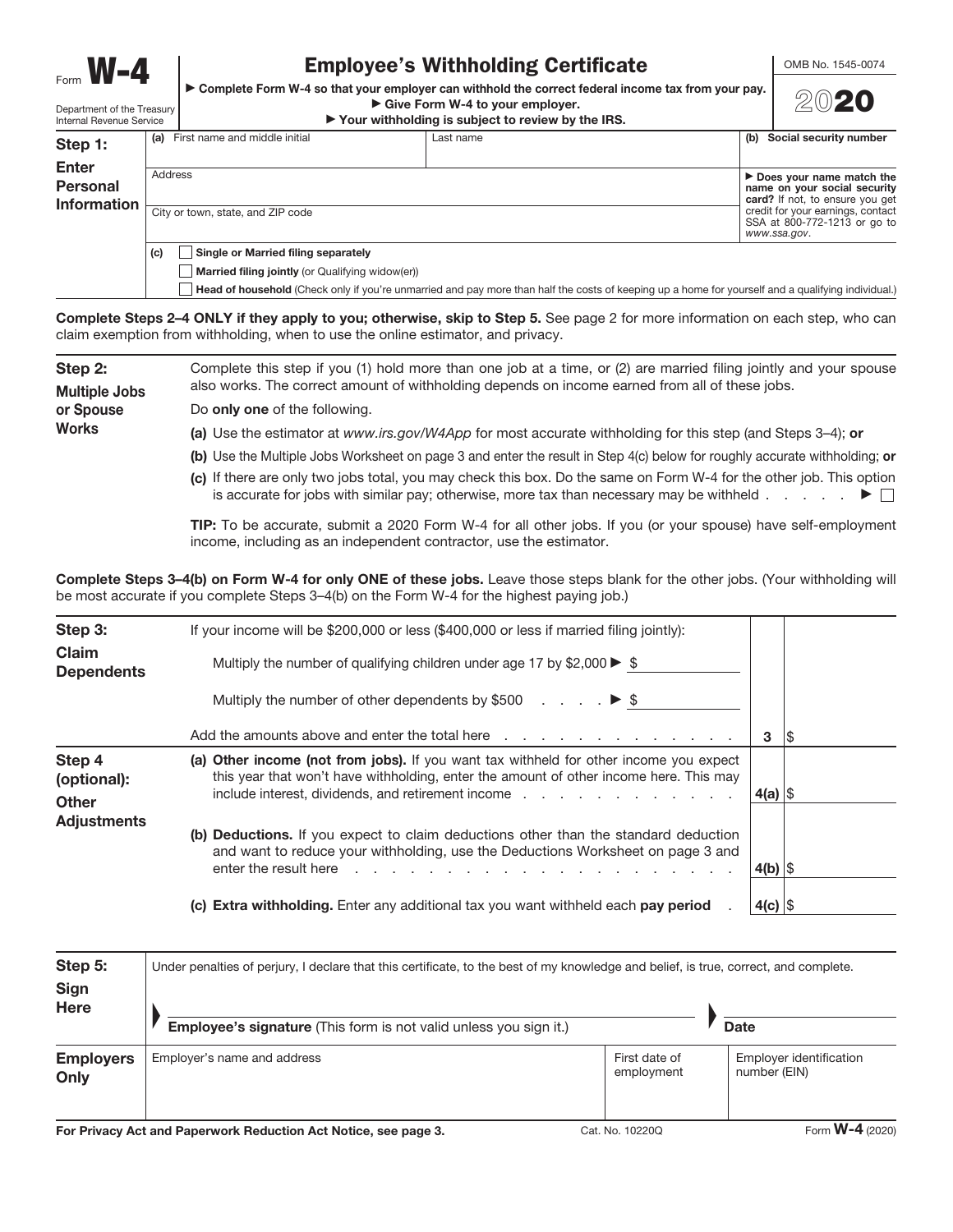Form **W-4**

Department of the Treasury
Internal Revenue Service

# Employee's Withholding Certificate

► Complete Form W-4 so that your employer can withhold the correct federal income tax from your pay.
► Give Form W-4 to your employer.
► Your withholding is subject to review by the IRS.

OMB No. 1545-0074

**2020**

## Step 1: Enter Personal Information

| (a) First name and middle initial | Last name | (b) Social security number |
|---|---|---|
| Address | | ► **Does your name match the name on your social security card?** If not, to ensure you get credit for your earnings, contact SSA at 800-772-1213 or go to *www.ssa.gov*. |
| City or town, state, and ZIP code | | |

(c) ☐ **Single or Married filing separately**

☐ **Married filing jointly** (or Qualifying widow(er))

☐ **Head of household** (Check only if you're unmarried and pay more than half the costs of keeping up a home for yourself and a qualifying individual.)

**Complete Steps 2–4 ONLY if they apply to you; otherwise, skip to Step 5.** See page 2 for more information on each step, who can claim exemption from withholding, when to use the online estimator, and privacy.

## Step 2: Multiple Jobs or Spouse Works

Complete this step if you (1) hold more than one job at a time, or (2) are married filing jointly and your spouse also works. The correct amount of withholding depends on income earned from all of these jobs.

Do **only one** of the following.

**(a)** Use the estimator at *www.irs.gov/W4App* for most accurate withholding for this step (and Steps 3–4); **or**

**(b)** Use the Multiple Jobs Worksheet on page 3 and enter the result in Step 4(c) below for roughly accurate withholding; **or**

**(c)** If there are only two jobs total, you may check this box. Do the same on Form W-4 for the other job. This option is accurate for jobs with similar pay; otherwise, more tax than necessary may be withheld . . . . . . ► ☐

**TIP:** To be accurate, submit a 2020 Form W-4 for all other jobs. If you (or your spouse) have self-employment income, including as an independent contractor, use the estimator.

**Complete Steps 3–4(b) on Form W-4 for only ONE of these jobs.** Leave those steps blank for the other jobs. (Your withholding will be most accurate if you complete Steps 3–4(b) on the Form W-4 for the highest paying job.)

## Step 3: Claim Dependents

If your income will be $200,000 or less ($400,000 or less if married filing jointly):

Multiply the number of qualifying children under age 17 by $2,000 ► $ ________

Multiply the number of other dependents by $500 . . . . ► $ ________

Add the amounts above and enter the total here . . . . . . . . . . . . . . . . **3** | $

## Step 4 (optional): Other Adjustments

**(a) Other income (not from jobs).** If you want tax withheld for other income you expect this year that won't have withholding, enter the amount of other income here. This may include interest, dividends, and retirement income . . . . . . . . . . . . . . **4(a)** | $

**(b) Deductions.** If you expect to claim deductions other than the standard deduction and want to reduce your withholding, use the Deductions Worksheet on page 3 and enter the result here . . . . . . . . . . . . . . . . . . . . . . . . **4(b)** | $

**(c) Extra withholding.** Enter any additional tax you want withheld each **pay period** . **4(c)** | $

## Step 5: Sign Here

Under penalties of perjury, I declare that this certificate, to the best of my knowledge and belief, is true, correct, and complete.

| ► **Employee's signature** (This form is not valid unless you sign it.) | ► **Date** |
|---|---|

## Employers Only

| Employer's name and address | First date of employment | Employer identification number (EIN) |
|---|---|---|
| | | |

**For Privacy Act and Paperwork Reduction Act Notice, see page 3.** Cat. No. 10220Q Form **W-4** (2020)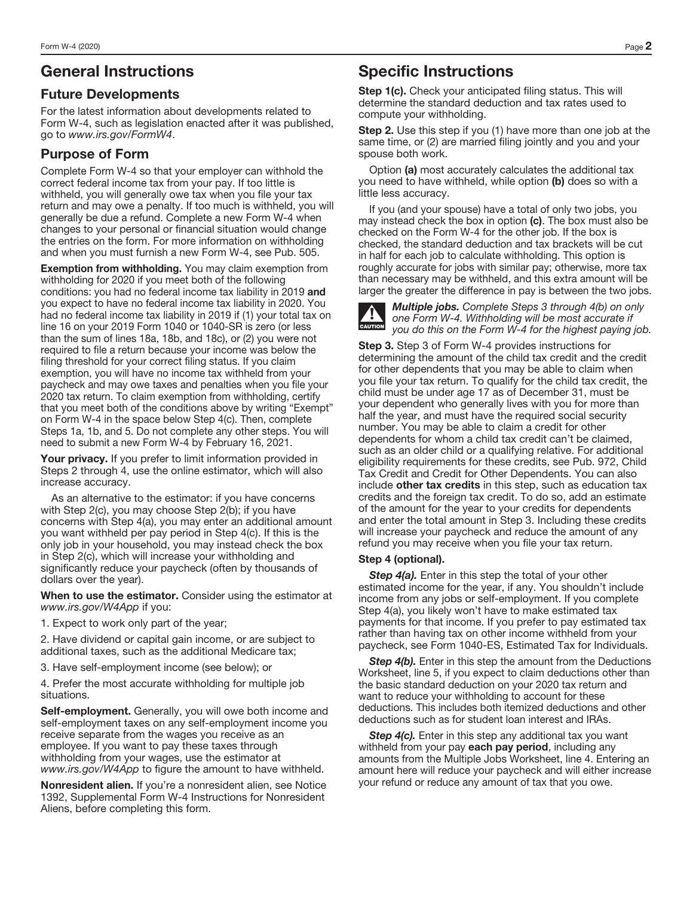# General Instructions

## Future Developments

For the latest information about developments related to Form W-4, such as legislation enacted after it was published, go to *www.irs.gov/FormW4*.

## Purpose of Form

Complete Form W-4 so that your employer can withhold the correct federal income tax from your pay. If too little is withheld, you will generally owe tax when you file your tax return and may owe a penalty. If too much is withheld, you will generally be due a refund. Complete a new Form W-4 when changes to your personal or financial situation would change the entries on the form. For more information on withholding and when you must furnish a new Form W-4, see Pub. 505.

**Exemption from withholding.** You may claim exemption from withholding for 2020 if you meet both of the following conditions: you had no federal income tax liability in 2019 **and** you expect to have no federal income tax liability in 2020. You had no federal income tax liability in 2019 if (1) your total tax on line 16 on your 2019 Form 1040 or 1040-SR is zero (or less than the sum of lines 18a, 18b, and 18c), or (2) you were not required to file a return because your income was below the filing threshold for your correct filing status. If you claim exemption, you will have no income tax withheld from your paycheck and may owe taxes and penalties when you file your 2020 tax return. To claim exemption from withholding, certify that you meet both of the conditions above by writing "Exempt" on Form W-4 in the space below Step 4(c). Then, complete Steps 1a, 1b, and 5. Do not complete any other steps. You will need to submit a new Form W-4 by February 16, 2021.

**Your privacy.** If you prefer to limit information provided in Steps 2 through 4, use the online estimator, which will also increase accuracy.

As an alternative to the estimator: if you have concerns with Step 2(c), you may choose Step 2(b); if you have concerns with Step 4(a), you may enter an additional amount you want withheld per pay period in Step 4(c). If this is the only job in your household, you may instead check the box in Step 2(c), which will increase your withholding and significantly reduce your paycheck (often by thousands of dollars over the year).

**When to use the estimator.** Consider using the estimator at *www.irs.gov/W4App* if you:

1. Expect to work only part of the year;

2. Have dividend or capital gain income, or are subject to additional taxes, such as the additional Medicare tax;

3. Have self-employment income (see below); or

4. Prefer the most accurate withholding for multiple job situations.

**Self-employment.** Generally, you will owe both income and self-employment taxes on any self-employment income you receive separate from the wages you receive as an employee. If you want to pay these taxes through withholding from your wages, use the estimator at *www.irs.gov/W4App* to figure the amount to have withheld.

**Nonresident alien.** If you're a nonresident alien, see Notice 1392, Supplemental Form W-4 Instructions for Nonresident Aliens, before completing this form.

# Specific Instructions

**Step 1(c).** Check your anticipated filing status. This will determine the standard deduction and tax rates used to compute your withholding.

**Step 2.** Use this step if you (1) have more than one job at the same time, or (2) are married filing jointly and you and your spouse both work.

Option **(a)** most accurately calculates the additional tax you need to have withheld, while option **(b)** does so with a little less accuracy.

If you (and your spouse) have a total of only two jobs, you may instead check the box in option **(c)**. The box must also be checked on the Form W-4 for the other job. If the box is checked, the standard deduction and tax brackets will be cut in half for each job to calculate withholding. This option is roughly accurate for jobs with similar pay; otherwise, more tax than necessary may be withheld, and this extra amount will be larger the greater the difference in pay is between the two jobs.

CAUTION ***Multiple jobs.*** *Complete Steps 3 through 4(b) on only one Form W-4. Withholding will be most accurate if you do this on the Form W-4 for the highest paying job.*

**Step 3.** Step 3 of Form W-4 provides instructions for determining the amount of the child tax credit and the credit for other dependents that you may be able to claim when you file your tax return. To qualify for the child tax credit, the child must be under age 17 as of December 31, must be your dependent who generally lives with you for more than half the year, and must have the required social security number. You may be able to claim a credit for other dependents for whom a child tax credit can't be claimed, such as an older child or a qualifying relative. For additional eligibility requirements for these credits, see Pub. 972, Child Tax Credit and Credit for Other Dependents. You can also include **other tax credits** in this step, such as education tax credits and the foreign tax credit. To do so, add an estimate of the amount for the year to your credits for dependents and enter the total amount in Step 3. Including these credits will increase your paycheck and reduce the amount of any refund you may receive when you file your tax return.

**Step 4 (optional).**

***Step 4(a).*** Enter in this step the total of your other estimated income for the year, if any. You shouldn't include income from any jobs or self-employment. If you complete Step 4(a), you likely won't have to make estimated tax payments for that income. If you prefer to pay estimated tax rather than having tax on other income withheld from your paycheck, see Form 1040-ES, Estimated Tax for Individuals.

***Step 4(b).*** Enter in this step the amount from the Deductions Worksheet, line 5, if you expect to claim deductions other than the basic standard deduction on your 2020 tax return and want to reduce your withholding to account for these deductions. This includes both itemized deductions and other deductions such as for student loan interest and IRAs.

***Step 4(c).*** Enter in this step any additional tax you want withheld from your pay **each pay period**, including any amounts from the Multiple Jobs Worksheet, line 4. Entering an amount here will reduce your paycheck and will either increase your refund or reduce any amount of tax that you owe.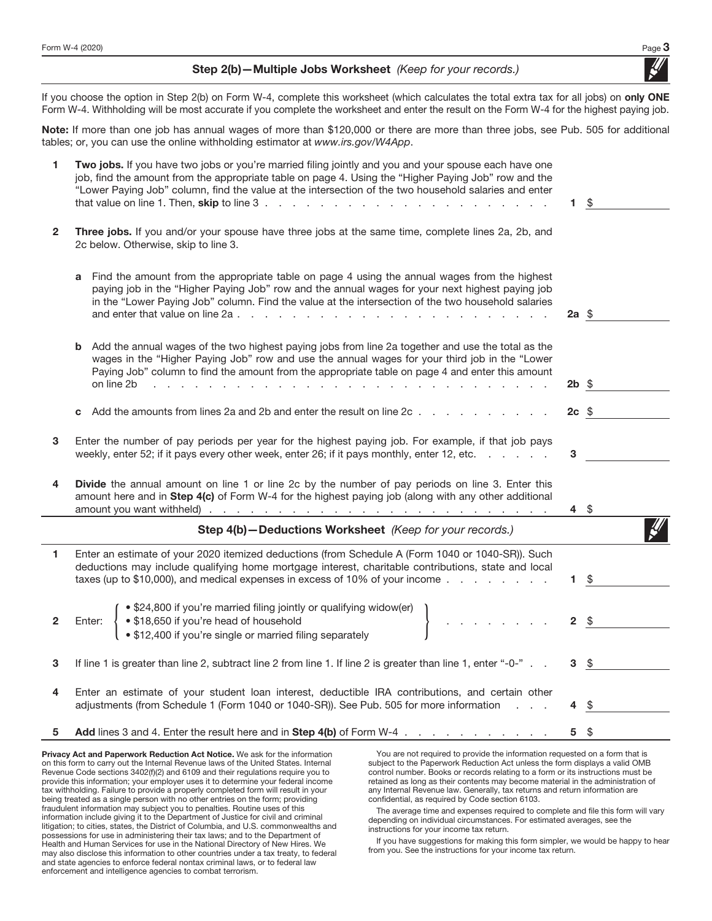## Step 2(b)—Multiple Jobs Worksheet *(Keep for your records.)*

If you choose the option in Step 2(b) on Form W-4, complete this worksheet (which calculates the total extra tax for all jobs) on **only ONE** Form W-4. Withholding will be most accurate if you complete the worksheet and enter the result on the Form W-4 for the highest paying job.

**Note:** If more than one job has annual wages of more than $120,000 or there are more than three jobs, see Pub. 505 for additional tables; or, you can use the online withholding estimator at *www.irs.gov/W4App*.

**1** **Two jobs.** If you have two jobs or you're married filing jointly and you and your spouse each have one job, find the amount from the appropriate table on page 4. Using the "Higher Paying Job" row and the "Lower Paying Job" column, find the value at the intersection of the two household salaries and enter that value on line 1. Then, **skip** to line 3 . . . . . . . . . . . . . . . . . . . . . **1** $ ________

**2** **Three jobs.** If you and/or your spouse have three jobs at the same time, complete lines 2a, 2b, and 2c below. Otherwise, skip to line 3.

**a** Find the amount from the appropriate table on page 4 using the annual wages from the highest paying job in the "Higher Paying Job" row and the annual wages for your next highest paying job in the "Lower Paying Job" column. Find the value at the intersection of the two household salaries and enter that value on line 2a . . . . . . . . . . . . . . . . . . . . . **2a** $ ________

**b** Add the annual wages of the two highest paying jobs from line 2a together and use the total as the wages in the "Higher Paying Job" row and use the annual wages for your third job in the "Lower Paying Job" column to find the amount from the appropriate table on page 4 and enter this amount on line 2b . . . . . . . . . . . . . . . . . . . . . **2b** $ ________

**c** Add the amounts from lines 2a and 2b and enter the result on line 2c . . . . . . . . . . **2c** $ ________

**3** Enter the number of pay periods per year for the highest paying job. For example, if that job pays weekly, enter 52; if it pays every other week, enter 26; if it pays monthly, enter 12, etc. . . . . . . **3** ________

**4** **Divide** the annual amount on line 1 or line 2c by the number of pay periods on line 3. Enter this amount here and in **Step 4(c)** of Form W-4 for the highest paying job (along with any other additional amount you want withheld) . . . . . . . . . . . . . . . . . . . . . **4** $ ________

## Step 4(b)—Deductions Worksheet *(Keep for your records.)*

**1** Enter an estimate of your 2020 itemized deductions (from Schedule A (Form 1040 or 1040-SR)). Such deductions may include qualifying home mortgage interest, charitable contributions, state and local taxes (up to $10,000), and medical expenses in excess of 10% of your income . . . . . . . . **1** $ ________

**2** Enter:
- $24,800 if you're married filing jointly or qualifying widow(er)
- $18,650 if you're head of household
- $12,400 if you're single or married filing separately

. . . . . . . . **2** $ ________

**3** If line 1 is greater than line 2, subtract line 2 from line 1. If line 2 is greater than line 1, enter "-0-" . . **3** $ ________

**4** Enter an estimate of your student loan interest, deductible IRA contributions, and certain other adjustments (from Schedule 1 (Form 1040 or 1040-SR)). See Pub. 505 for more information . . . **4** $ ________

**5** **Add** lines 3 and 4. Enter the result here and in **Step 4(b)** of Form W-4 . . . . . . . . . . . **5** $ ________

**Privacy Act and Paperwork Reduction Act Notice.** We ask for the information on this form to carry out the Internal Revenue laws of the United States. Internal Revenue Code sections 3402(f)(2) and 6109 and their regulations require you to provide this information; your employer uses it to determine your federal income tax withholding. Failure to provide a properly completed form will result in your being treated as a single person with no other entries on the form; providing fraudulent information may subject you to penalties. Routine uses of this information include giving it to the Department of Justice for civil and criminal litigation; to cities, states, the District of Columbia, and U.S. commonwealths and possessions for use in administering their tax laws; and to the Department of Health and Human Services for use in the National Directory of New Hires. We may also disclose this information to other countries under a tax treaty, to federal and state agencies to enforce federal nontax criminal laws, or to federal law enforcement and intelligence agencies to combat terrorism.

You are not required to provide the information requested on a form that is subject to the Paperwork Reduction Act unless the form displays a valid OMB control number. Books or records relating to a form or its instructions must be retained as long as their contents may become material in the administration of any Internal Revenue law. Generally, tax returns and return information are confidential, as required by Code section 6103.

The average time and expenses required to complete and file this form will vary depending on individual circumstances. For estimated averages, see the instructions for your income tax return.

If you have suggestions for making this form simpler, we would be happy to hear from you. See the instructions for your income tax return.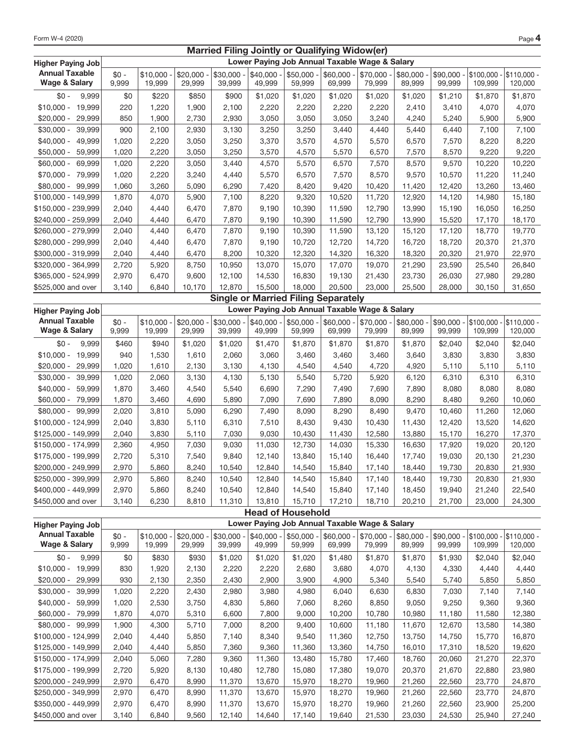## Married Filing Jointly or Qualifying Widow(er)

| Higher Paying Job Annual Taxable Wage & Salary | Lower Paying Job Annual Taxable Wage & Salary | | | | | | | | | | | |
|---|---|---|---|---|---|---|---|---|---|---|---|---|
| | $0 - 9,999 | $10,000 - 19,999 | $20,000 - 29,999 | $30,000 - 39,999 | $40,000 - 49,999 | $50,000 - 59,999 | $60,000 - 69,999 | $70,000 - 79,999 | $80,000 - 89,999 | $90,000 - 99,999 | $100,000 - 109,999 | $110,000 - 120,000 |
| $0 - 9,999 | $0 | $220 | $850 | $900 | $1,020 | $1,020 | $1,020 | $1,020 | $1,020 | $1,210 | $1,870 | $1,870 |
| $10,000 - 19,999 | 220 | 1,220 | 1,900 | 2,100 | 2,220 | 2,220 | 2,220 | 2,220 | 2,410 | 3,410 | 4,070 | 4,070 |
| $20,000 - 29,999 | 850 | 1,900 | 2,730 | 2,930 | 3,050 | 3,050 | 3,050 | 3,240 | 4,240 | 5,240 | 5,900 | 5,900 |
| $30,000 - 39,999 | 900 | 2,100 | 2,930 | 3,130 | 3,250 | 3,250 | 3,440 | 4,440 | 5,440 | 6,440 | 7,100 | 7,100 |
| $40,000 - 49,999 | 1,020 | 2,220 | 3,050 | 3,250 | 3,370 | 3,570 | 4,570 | 5,570 | 6,570 | 7,570 | 8,220 | 8,220 |
| $50,000 - 59,999 | 1,020 | 2,220 | 3,050 | 3,250 | 3,570 | 4,570 | 5,570 | 6,570 | 7,570 | 8,570 | 9,220 | 9,220 |
| $60,000 - 69,999 | 1,020 | 2,220 | 3,050 | 3,440 | 4,570 | 5,570 | 6,570 | 7,570 | 8,570 | 9,570 | 10,220 | 10,220 |
| $70,000 - 79,999 | 1,020 | 2,220 | 3,240 | 4,440 | 5,570 | 6,570 | 7,570 | 8,570 | 9,570 | 10,570 | 11,220 | 11,240 |
| $80,000 - 99,999 | 1,060 | 3,260 | 5,090 | 6,290 | 7,420 | 8,420 | 9,420 | 10,420 | 11,420 | 12,420 | 13,260 | 13,460 |
| $100,000 - 149,999 | 1,870 | 4,070 | 5,900 | 7,100 | 8,220 | 9,320 | 10,520 | 11,720 | 12,920 | 14,120 | 14,980 | 15,180 |
| $150,000 - 239,999 | 2,040 | 4,440 | 6,470 | 7,870 | 9,190 | 10,390 | 11,590 | 12,790 | 13,990 | 15,190 | 16,050 | 16,250 |
| $240,000 - 259,999 | 2,040 | 4,440 | 6,470 | 7,870 | 9,190 | 10,390 | 11,590 | 12,790 | 13,990 | 15,520 | 17,170 | 18,170 |
| $260,000 - 279,999 | 2,040 | 4,440 | 6,470 | 7,870 | 9,190 | 10,390 | 11,590 | 13,120 | 15,120 | 17,120 | 18,770 | 19,770 |
| $280,000 - 299,999 | 2,040 | 4,440 | 6,470 | 7,870 | 9,190 | 10,720 | 12,720 | 14,720 | 16,720 | 18,720 | 20,370 | 21,370 |
| $300,000 - 319,999 | 2,040 | 4,440 | 6,470 | 8,200 | 10,320 | 12,320 | 14,320 | 16,320 | 18,320 | 20,320 | 21,970 | 22,970 |
| $320,000 - 364,999 | 2,720 | 5,920 | 8,750 | 10,950 | 13,070 | 15,070 | 17,070 | 19,070 | 21,290 | 23,590 | 25,540 | 26,840 |
| $365,000 - 524,999 | 2,970 | 6,470 | 9,600 | 12,100 | 14,530 | 16,830 | 19,130 | 21,430 | 23,730 | 26,030 | 27,980 | 29,280 |
| $525,000 and over | 3,140 | 6,840 | 10,170 | 12,870 | 15,500 | 18,000 | 20,500 | 23,000 | 25,500 | 28,000 | 30,150 | 31,650 |

## Single or Married Filing Separately

| Higher Paying Job Annual Taxable Wage & Salary | Lower Paying Job Annual Taxable Wage & Salary | | | | | | | | | | | |
|---|---|---|---|---|---|---|---|---|---|---|---|---|
| | $0 - 9,999 | $10,000 - 19,999 | $20,000 - 29,999 | $30,000 - 39,999 | $40,000 - 49,999 | $50,000 - 59,999 | $60,000 - 69,999 | $70,000 - 79,999 | $80,000 - 89,999 | $90,000 - 99,999 | $100,000 - 109,999 | $110,000 - 120,000 |
| $0 - 9,999 | $460 | $940 | $1,020 | $1,020 | $1,470 | $1,870 | $1,870 | $1,870 | $1,870 | $2,040 | $2,040 | $2,040 |
| $10,000 - 19,999 | 940 | 1,530 | 1,610 | 2,060 | 3,060 | 3,460 | 3,460 | 3,460 | 3,640 | 3,830 | 3,830 | 3,830 |
| $20,000 - 29,999 | 1,020 | 1,610 | 2,130 | 3,130 | 4,130 | 4,540 | 4,540 | 4,720 | 4,920 | 5,110 | 5,110 | 5,110 |
| $30,000 - 39,999 | 1,020 | 2,060 | 3,130 | 4,130 | 5,130 | 5,540 | 5,720 | 5,920 | 6,120 | 6,310 | 6,310 | 6,310 |
| $40,000 - 59,999 | 1,870 | 3,460 | 4,540 | 5,540 | 6,690 | 7,290 | 7,490 | 7,690 | 7,890 | 8,080 | 8,080 | 8,080 |
| $60,000 - 79,999 | 1,870 | 3,460 | 4,690 | 5,890 | 7,090 | 7,690 | 7,890 | 8,090 | 8,290 | 8,480 | 9,260 | 10,060 |
| $80,000 - 99,999 | 2,020 | 3,810 | 5,090 | 6,290 | 7,490 | 8,090 | 8,290 | 8,490 | 9,470 | 10,460 | 11,260 | 12,060 |
| $100,000 - 124,999 | 2,040 | 3,830 | 5,110 | 6,310 | 7,510 | 8,430 | 9,430 | 10,430 | 11,430 | 12,420 | 13,520 | 14,620 |
| $125,000 - 149,999 | 2,040 | 3,830 | 5,110 | 7,030 | 9,030 | 10,430 | 11,430 | 12,580 | 13,880 | 15,170 | 16,270 | 17,370 |
| $150,000 - 174,999 | 2,360 | 4,950 | 7,030 | 9,030 | 11,030 | 12,730 | 14,030 | 15,330 | 16,630 | 17,920 | 19,020 | 20,120 |
| $175,000 - 199,999 | 2,720 | 5,310 | 7,540 | 9,840 | 12,140 | 13,840 | 15,140 | 16,440 | 17,740 | 19,030 | 20,130 | 21,230 |
| $200,000 - 249,999 | 2,970 | 5,860 | 8,240 | 10,540 | 12,840 | 14,540 | 15,840 | 17,140 | 18,440 | 19,730 | 20,830 | 21,930 |
| $250,000 - 399,999 | 2,970 | 5,860 | 8,240 | 10,540 | 12,840 | 14,540 | 15,840 | 17,140 | 18,440 | 19,730 | 20,830 | 21,930 |
| $400,000 - 449,999 | 2,970 | 5,860 | 8,240 | 10,540 | 12,840 | 14,540 | 15,840 | 17,140 | 18,450 | 19,940 | 21,240 | 22,540 |
| $450,000 and over | 3,140 | 6,230 | 8,810 | 11,310 | 13,810 | 15,710 | 17,210 | 18,710 | 20,210 | 21,700 | 23,000 | 24,300 |

## Head of Household

| Higher Paying Job Annual Taxable Wage & Salary | Lower Paying Job Annual Taxable Wage & Salary | | | | | | | | | | | |
|---|---|---|---|---|---|---|---|---|---|---|---|---|
| | $0 - 9,999 | $10,000 - 19,999 | $20,000 - 29,999 | $30,000 - 39,999 | $40,000 - 49,999 | $50,000 - 59,999 | $60,000 - 69,999 | $70,000 - 79,999 | $80,000 - 89,999 | $90,000 - 99,999 | $100,000 - 109,999 | $110,000 - 120,000 |
| $0 - 9,999 | $0 | $830 | $930 | $1,020 | $1,020 | $1,020 | $1,480 | $1,870 | $1,870 | $1,930 | $2,040 | $2,040 |
| $10,000 - 19,999 | 830 | 1,920 | 2,130 | 2,220 | 2,220 | 2,680 | 3,680 | 4,070 | 4,130 | 4,330 | 4,440 | 4,440 |
| $20,000 - 29,999 | 930 | 2,130 | 2,350 | 2,430 | 2,900 | 3,900 | 4,900 | 5,340 | 5,540 | 5,740 | 5,850 | 5,850 |
| $30,000 - 39,999 | 1,020 | 2,220 | 2,430 | 2,980 | 3,980 | 4,980 | 6,040 | 6,630 | 6,830 | 7,030 | 7,140 | 7,140 |
| $40,000 - 59,999 | 1,020 | 2,530 | 3,750 | 4,830 | 5,860 | 7,060 | 8,260 | 8,850 | 9,050 | 9,250 | 9,360 | 9,360 |
| $60,000 - 79,999 | 1,870 | 4,070 | 5,310 | 6,600 | 7,800 | 9,000 | 10,200 | 10,780 | 10,980 | 11,180 | 11,580 | 12,380 |
| $80,000 - 99,999 | 1,900 | 4,300 | 5,710 | 7,000 | 8,200 | 9,400 | 10,600 | 11,180 | 11,670 | 12,670 | 13,580 | 14,380 |
| $100,000 - 124,999 | 2,040 | 4,440 | 5,850 | 7,140 | 8,340 | 9,540 | 11,360 | 12,750 | 13,750 | 14,750 | 15,770 | 16,870 |
| $125,000 - 149,999 | 2,040 | 4,440 | 5,850 | 7,360 | 9,360 | 11,360 | 13,360 | 14,750 | 16,010 | 17,310 | 18,520 | 19,620 |
| $150,000 - 174,999 | 2,040 | 5,060 | 7,280 | 9,360 | 11,360 | 13,480 | 15,780 | 17,460 | 18,760 | 20,060 | 21,270 | 22,370 |
| $175,000 - 199,999 | 2,720 | 5,920 | 8,130 | 10,480 | 12,780 | 15,080 | 17,380 | 19,070 | 20,370 | 21,670 | 22,880 | 23,980 |
| $200,000 - 249,999 | 2,970 | 6,470 | 8,990 | 11,370 | 13,670 | 15,970 | 18,270 | 19,960 | 21,260 | 22,560 | 23,770 | 24,870 |
| $250,000 - 349,999 | 2,970 | 6,470 | 8,990 | 11,370 | 13,670 | 15,970 | 18,270 | 19,960 | 21,260 | 22,560 | 23,770 | 24,870 |
| $350,000 - 449,999 | 2,970 | 6,470 | 8,990 | 11,370 | 13,670 | 15,970 | 18,270 | 19,960 | 21,260 | 22,560 | 23,900 | 25,200 |
| $450,000 and over | 3,140 | 6,840 | 9,560 | 12,140 | 14,640 | 17,140 | 19,640 | 21,530 | 23,030 | 24,530 | 25,940 | 27,240 |